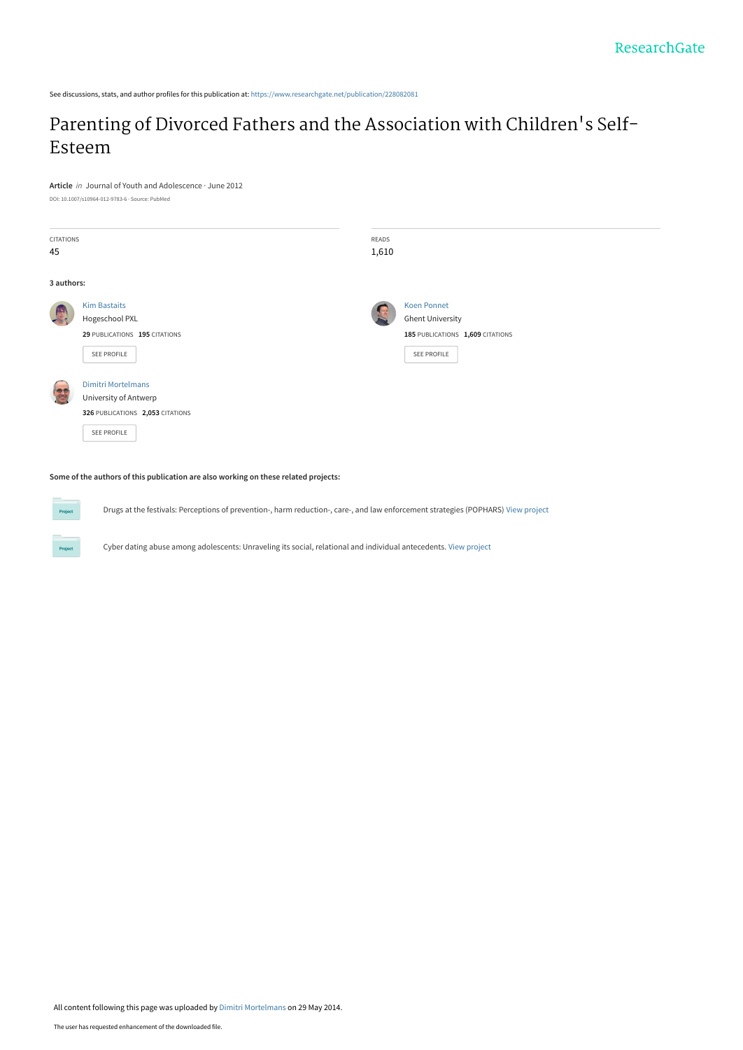ResearchGate

See discussions, stats, and author profiles for this publication at: https://www.researchgate.net/publication/228082081

# Parenting of Divorced Fathers and the Association with Children's Self-Esteem

**Article** *in* Journal of Youth and Adolescence · June 2012

DOI: 10.1007/s10964-012-9783-6 · Source: PubMed

| CITATIONS | READS |
| --- | --- |
| 45 | 1,610 |

**3 authors:**

Kim Bastaits
Hogeschool PXL
**29** PUBLICATIONS **195** CITATIONS
SEE PROFILE

Koen Ponnet
Ghent University
**185** PUBLICATIONS **1,609** CITATIONS
SEE PROFILE

Dimitri Mortelmans
University of Antwerp
**326** PUBLICATIONS **2,053** CITATIONS
SEE PROFILE

**Some of the authors of this publication are also working on these related projects:**

Project: Drugs at the festivals: Perceptions of prevention-, harm reduction-, care-, and law enforcement strategies (POPHARS) View project

Project: Cyber dating abuse among adolescents: Unraveling its social, relational and individual antecedents. View project

All content following this page was uploaded by Dimitri Mortelmans on 29 May 2014.

The user has requested enhancement of the downloaded file.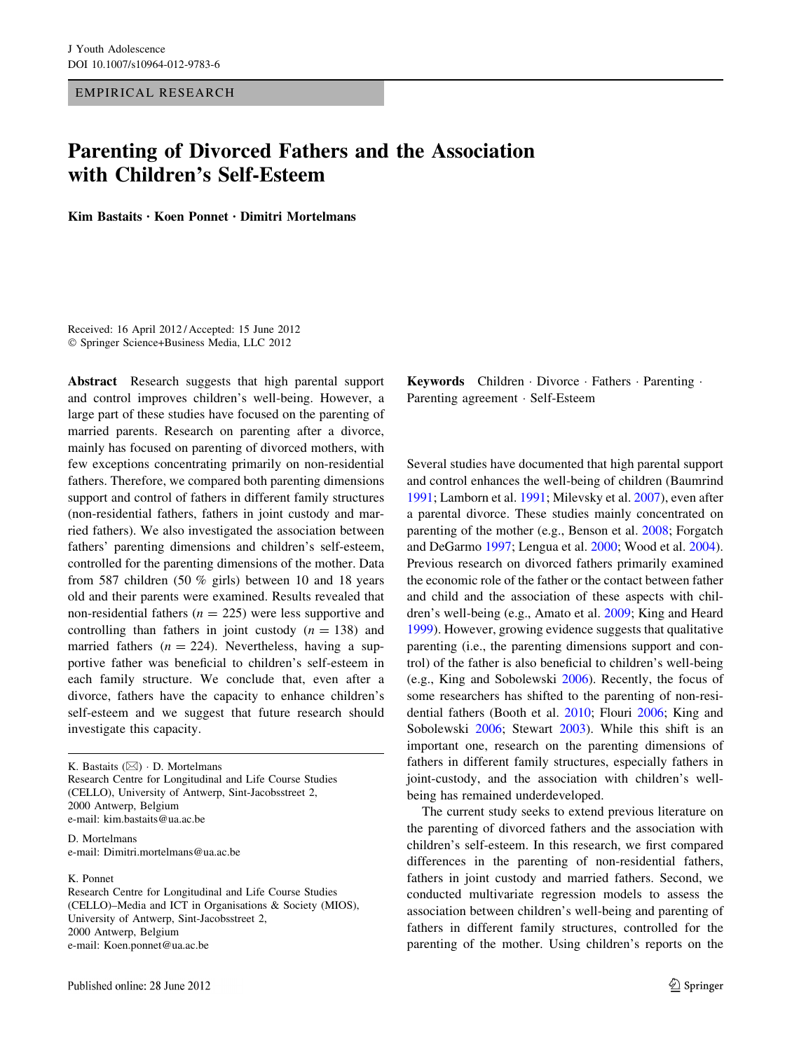# Parenting of Divorced Fathers and the Association with Children's Self-Esteem

**Kim Bastaits · Koen Ponnet · Dimitri Mortelmans**

Received: 16 April 2012 / Accepted: 15 June 2012
© Springer Science+Business Media, LLC 2012

**Abstract** Research suggests that high parental support and control improves children's well-being. However, a large part of these studies have focused on the parenting of married parents. Research on parenting after a divorce, mainly has focused on parenting of divorced mothers, with few exceptions concentrating primarily on non-residential fathers. Therefore, we compared both parenting dimensions support and control of fathers in different family structures (non-residential fathers, fathers in joint custody and married fathers). We also investigated the association between fathers' parenting dimensions and children's self-esteem, controlled for the parenting dimensions of the mother. Data from 587 children (50 % girls) between 10 and 18 years old and their parents were examined. Results revealed that non-residential fathers ($n = 225$) were less supportive and controlling than fathers in joint custody ($n = 138$) and married fathers ($n = 224$). Nevertheless, having a supportive father was beneficial to children's self-esteem in each family structure. We conclude that, even after a divorce, fathers have the capacity to enhance children's self-esteem and we suggest that future research should investigate this capacity.

**Keywords** Children · Divorce · Fathers · Parenting · Parenting agreement · Self-Esteem

K. Bastaits (✉) · D. Mortelmans
Research Centre for Longitudinal and Life Course Studies (CELLO), University of Antwerp, Sint-Jacobsstreet 2, 2000 Antwerp, Belgium
e-mail: kim.bastaits@ua.ac.be

D. Mortelmans
e-mail: Dimitri.mortelmans@ua.ac.be

K. Ponnet
Research Centre for Longitudinal and Life Course Studies (CELLO)–Media and ICT in Organisations & Society (MIOS), University of Antwerp, Sint-Jacobsstreet 2, 2000 Antwerp, Belgium
e-mail: Koen.ponnet@ua.ac.be

Several studies have documented that high parental support and control enhances the well-being of children (Baumrind 1991; Lamborn et al. 1991; Milevsky et al. 2007), even after a parental divorce. These studies mainly concentrated on parenting of the mother (e.g., Benson et al. 2008; Forgatch and DeGarmo 1997; Lengua et al. 2000; Wood et al. 2004). Previous research on divorced fathers primarily examined the economic role of the father or the contact between father and child and the association of these aspects with children's well-being (e.g., Amato et al. 2009; King and Heard 1999). However, growing evidence suggests that qualitative parenting (i.e., the parenting dimensions support and control) of the father is also beneficial to children's well-being (e.g., King and Sobolewski 2006). Recently, the focus of some researchers has shifted to the parenting of non-residential fathers (Booth et al. 2010; Flouri 2006; King and Sobolewski 2006; Stewart 2003). While this shift is an important one, research on the parenting dimensions of fathers in different family structures, especially fathers in joint-custody, and the association with children's well-being has remained underdeveloped.

The current study seeks to extend previous literature on the parenting of divorced fathers and the association with children's self-esteem. In this research, we first compared differences in the parenting of non-residential fathers, fathers in joint custody and married fathers. Second, we conducted multivariate regression models to assess the association between children's well-being and parenting of fathers in different family structures, controlled for the parenting of the mother. Using children's reports on the

Published online: 28 June 2012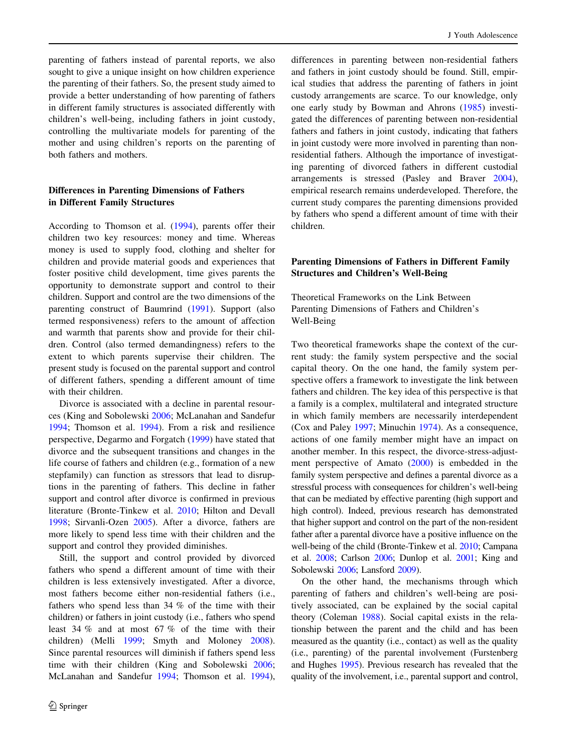parenting of fathers instead of parental reports, we also sought to give a unique insight on how children experience the parenting of their fathers. So, the present study aimed to provide a better understanding of how parenting of fathers in different family structures is associated differently with children's well-being, including fathers in joint custody, controlling the multivariate models for parenting of the mother and using children's reports on the parenting of both fathers and mothers.

## Differences in Parenting Dimensions of Fathers in Different Family Structures

According to Thomson et al. (1994), parents offer their children two key resources: money and time. Whereas money is used to supply food, clothing and shelter for children and provide material goods and experiences that foster positive child development, time gives parents the opportunity to demonstrate support and control to their children. Support and control are the two dimensions of the parenting construct of Baumrind (1991). Support (also termed responsiveness) refers to the amount of affection and warmth that parents show and provide for their children. Control (also termed demandingness) refers to the extent to which parents supervise their children. The present study is focused on the parental support and control of different fathers, spending a different amount of time with their children.

Divorce is associated with a decline in parental resources (King and Sobolewski 2006; McLanahan and Sandefur 1994; Thomson et al. 1994). From a risk and resilience perspective, Degarmo and Forgatch (1999) have stated that divorce and the subsequent transitions and changes in the life course of fathers and children (e.g., formation of a new stepfamily) can function as stressors that lead to disruptions in the parenting of fathers. This decline in father support and control after divorce is confirmed in previous literature (Bronte-Tinkew et al. 2010; Hilton and Devall 1998; Sirvanli-Ozen 2005). After a divorce, fathers are more likely to spend less time with their children and the support and control they provided diminishes.

Still, the support and control provided by divorced fathers who spend a different amount of time with their children is less extensively investigated. After a divorce, most fathers become either non-residential fathers (i.e., fathers who spend less than 34 % of the time with their children) or fathers in joint custody (i.e., fathers who spend least 34 % and at most 67 % of the time with their children) (Melli 1999; Smyth and Moloney 2008). Since parental resources will diminish if fathers spend less time with their children (King and Sobolewski 2006; McLanahan and Sandefur 1994; Thomson et al. 1994), differences in parenting between non-residential fathers and fathers in joint custody should be found. Still, empirical studies that address the parenting of fathers in joint custody arrangements are scarce. To our knowledge, only one early study by Bowman and Ahrons (1985) investigated the differences of parenting between non-residential fathers and fathers in joint custody, indicating that fathers in joint custody were more involved in parenting than non-residential fathers. Although the importance of investigating parenting of divorced fathers in different custodial arrangements is stressed (Pasley and Braver 2004), empirical research remains underdeveloped. Therefore, the current study compares the parenting dimensions provided by fathers who spend a different amount of time with their children.

## Parenting Dimensions of Fathers in Different Family Structures and Children's Well-Being

### Theoretical Frameworks on the Link Between Parenting Dimensions of Fathers and Children's Well-Being

Two theoretical frameworks shape the context of the current study: the family system perspective and the social capital theory. On the one hand, the family system perspective offers a framework to investigate the link between fathers and children. The key idea of this perspective is that a family is a complex, multilateral and integrated structure in which family members are necessarily interdependent (Cox and Paley 1997; Minuchin 1974). As a consequence, actions of one family member might have an impact on another member. In this respect, the divorce-stress-adjustment perspective of Amato (2000) is embedded in the family system perspective and defines a parental divorce as a stressful process with consequences for children's well-being that can be mediated by effective parenting (high support and high control). Indeed, previous research has demonstrated that higher support and control on the part of the non-resident father after a parental divorce have a positive influence on the well-being of the child (Bronte-Tinkew et al. 2010; Campana et al. 2008; Carlson 2006; Dunlop et al. 2001; King and Sobolewski 2006; Lansford 2009).

On the other hand, the mechanisms through which parenting of fathers and children's well-being are positively associated, can be explained by the social capital theory (Coleman 1988). Social capital exists in the relationship between the parent and the child and has been measured as the quantity (i.e., contact) as well as the quality (i.e., parenting) of the parental involvement (Furstenberg and Hughes 1995). Previous research has revealed that the quality of the involvement, i.e., parental support and control,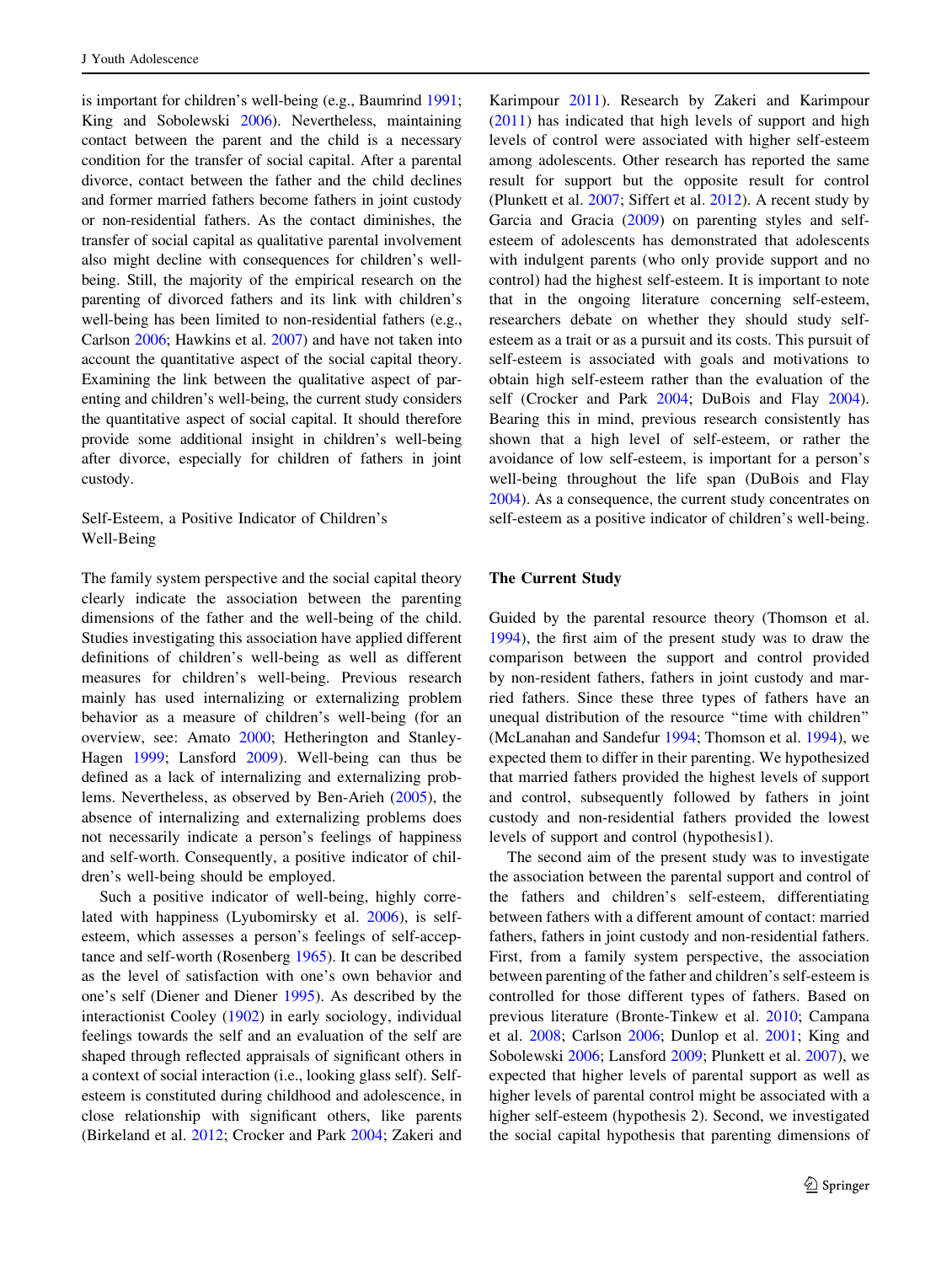is important for children's well-being (e.g., Baumrind 1991; King and Sobolewski 2006). Nevertheless, maintaining contact between the parent and the child is a necessary condition for the transfer of social capital. After a parental divorce, contact between the father and the child declines and former married fathers become fathers in joint custody or non-residential fathers. As the contact diminishes, the transfer of social capital as qualitative parental involvement also might decline with consequences for children's well-being. Still, the majority of the empirical research on the parenting of divorced fathers and its link with children's well-being has been limited to non-residential fathers (e.g., Carlson 2006; Hawkins et al. 2007) and have not taken into account the quantitative aspect of the social capital theory. Examining the link between the qualitative aspect of parenting and children's well-being, the current study considers the quantitative aspect of social capital. It should therefore provide some additional insight in children's well-being after divorce, especially for children of fathers in joint custody.

### Self-Esteem, a Positive Indicator of Children's Well-Being

The family system perspective and the social capital theory clearly indicate the association between the parenting dimensions of the father and the well-being of the child. Studies investigating this association have applied different definitions of children's well-being as well as different measures for children's well-being. Previous research mainly has used internalizing or externalizing problem behavior as a measure of children's well-being (for an overview, see: Amato 2000; Hetherington and Stanley-Hagen 1999; Lansford 2009). Well-being can thus be defined as a lack of internalizing and externalizing problems. Nevertheless, as observed by Ben-Arieh (2005), the absence of internalizing and externalizing problems does not necessarily indicate a person's feelings of happiness and self-worth. Consequently, a positive indicator of children's well-being should be employed.

Such a positive indicator of well-being, highly correlated with happiness (Lyubomirsky et al. 2006), is self-esteem, which assesses a person's feelings of self-acceptance and self-worth (Rosenberg 1965). It can be described as the level of satisfaction with one's own behavior and one's self (Diener and Diener 1995). As described by the interactionist Cooley (1902) in early sociology, individual feelings towards the self and an evaluation of the self are shaped through reflected appraisals of significant others in a context of social interaction (i.e., looking glass self). Self-esteem is constituted during childhood and adolescence, in close relationship with significant others, like parents (Birkeland et al. 2012; Crocker and Park 2004; Zakeri and Karimpour 2011). Research by Zakeri and Karimpour (2011) has indicated that high levels of support and high levels of control were associated with higher self-esteem among adolescents. Other research has reported the same result for support but the opposite result for control (Plunkett et al. 2007; Siffert et al. 2012). A recent study by Garcia and Gracia (2009) on parenting styles and self-esteem of adolescents has demonstrated that adolescents with indulgent parents (who only provide support and no control) had the highest self-esteem. It is important to note that in the ongoing literature concerning self-esteem, researchers debate on whether they should study self-esteem as a trait or as a pursuit and its costs. This pursuit of self-esteem is associated with goals and motivations to obtain high self-esteem rather than the evaluation of the self (Crocker and Park 2004; DuBois and Flay 2004). Bearing this in mind, previous research consistently has shown that a high level of self-esteem, or rather the avoidance of low self-esteem, is important for a person's well-being throughout the life span (DuBois and Flay 2004). As a consequence, the current study concentrates on self-esteem as a positive indicator of children's well-being.

## The Current Study

Guided by the parental resource theory (Thomson et al. 1994), the first aim of the present study was to draw the comparison between the support and control provided by non-resident fathers, fathers in joint custody and married fathers. Since these three types of fathers have an unequal distribution of the resource "time with children" (McLanahan and Sandefur 1994; Thomson et al. 1994), we expected them to differ in their parenting. We hypothesized that married fathers provided the highest levels of support and control, subsequently followed by fathers in joint custody and non-residential fathers provided the lowest levels of support and control (hypothesis1).

The second aim of the present study was to investigate the association between the parental support and control of the fathers and children's self-esteem, differentiating between fathers with a different amount of contact: married fathers, fathers in joint custody and non-residential fathers. First, from a family system perspective, the association between parenting of the father and children's self-esteem is controlled for those different types of fathers. Based on previous literature (Bronte-Tinkew et al. 2010; Campana et al. 2008; Carlson 2006; Dunlop et al. 2001; King and Sobolewski 2006; Lansford 2009; Plunkett et al. 2007), we expected that higher levels of parental support as well as higher levels of parental control might be associated with a higher self-esteem (hypothesis 2). Second, we investigated the social capital hypothesis that parenting dimensions of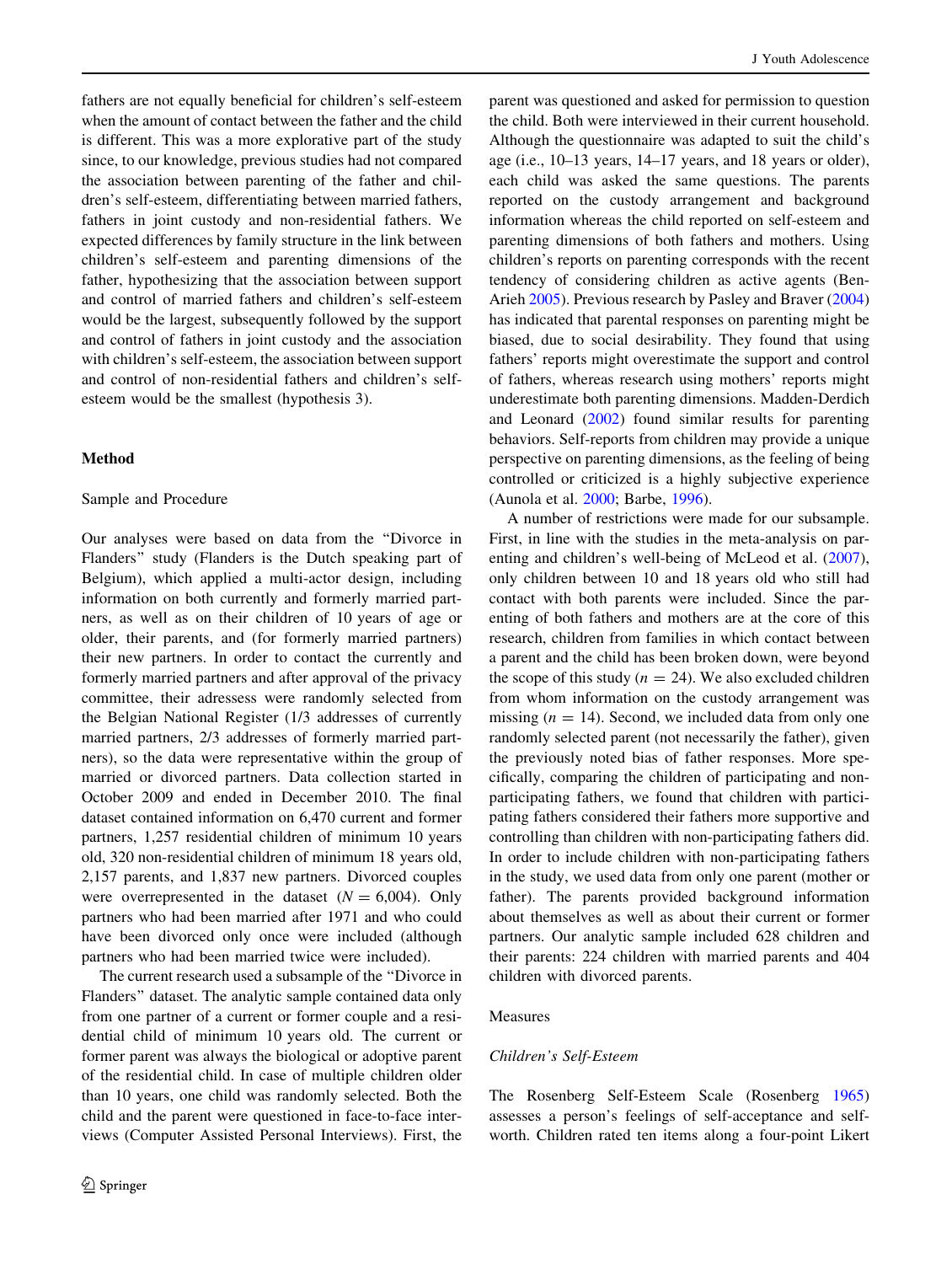fathers are not equally beneficial for children's self-esteem when the amount of contact between the father and the child is different. This was a more explorative part of the study since, to our knowledge, previous studies had not compared the association between parenting of the father and children's self-esteem, differentiating between married fathers, fathers in joint custody and non-residential fathers. We expected differences by family structure in the link between children's self-esteem and parenting dimensions of the father, hypothesizing that the association between support and control of married fathers and children's self-esteem would be the largest, subsequently followed by the support and control of fathers in joint custody and the association with children's self-esteem, the association between support and control of non-residential fathers and children's self-esteem would be the smallest (hypothesis 3).

## Method

### Sample and Procedure

Our analyses were based on data from the "Divorce in Flanders" study (Flanders is the Dutch speaking part of Belgium), which applied a multi-actor design, including information on both currently and formerly married partners, as well as on their children of 10 years of age or older, their parents, and (for formerly married partners) their new partners. In order to contact the currently and formerly married partners and after approval of the privacy committee, their adressess were randomly selected from the Belgian National Register (1/3 addresses of currently married partners, 2/3 addresses of formerly married partners), so the data were representative within the group of married or divorced partners. Data collection started in October 2009 and ended in December 2010. The final dataset contained information on 6,470 current and former partners, 1,257 residential children of minimum 10 years old, 320 non-residential children of minimum 18 years old, 2,157 parents, and 1,837 new partners. Divorced couples were overrepresented in the dataset ($N = 6{,}004$). Only partners who had been married after 1971 and who could have been divorced only once were included (although partners who had been married twice were included).

The current research used a subsample of the "Divorce in Flanders" dataset. The analytic sample contained data only from one partner of a current or former couple and a residential child of minimum 10 years old. The current or former parent was always the biological or adoptive parent of the residential child. In case of multiple children older than 10 years, one child was randomly selected. Both the child and the parent were questioned in face-to-face interviews (Computer Assisted Personal Interviews). First, the parent was questioned and asked for permission to question the child. Both were interviewed in their current household. Although the questionnaire was adapted to suit the child's age (i.e., 10–13 years, 14–17 years, and 18 years or older), each child was asked the same questions. The parents reported on the custody arrangement and background information whereas the child reported on self-esteem and parenting dimensions of both fathers and mothers. Using children's reports on parenting corresponds with the recent tendency of considering children as active agents (Ben-Arieh 2005). Previous research by Pasley and Braver (2004) has indicated that parental responses on parenting might be biased, due to social desirability. They found that using fathers' reports might overestimate the support and control of fathers, whereas research using mothers' reports might underestimate both parenting dimensions. Madden-Derdich and Leonard (2002) found similar results for parenting behaviors. Self-reports from children may provide a unique perspective on parenting dimensions, as the feeling of being controlled or criticized is a highly subjective experience (Aunola et al. 2000; Barbe, 1996).

A number of restrictions were made for our subsample. First, in line with the studies in the meta-analysis on parenting and children's well-being of McLeod et al. (2007), only children between 10 and 18 years old who still had contact with both parents were included. Since the parenting of both fathers and mothers are at the core of this research, children from families in which contact between a parent and the child has been broken down, were beyond the scope of this study ($n = 24$). We also excluded children from whom information on the custody arrangement was missing ($n = 14$). Second, we included data from only one randomly selected parent (not necessarily the father), given the previously noted bias of father responses. More specifically, comparing the children of participating and non-participating fathers, we found that children with participating fathers considered their fathers more supportive and controlling than children with non-participating fathers did. In order to include children with non-participating fathers in the study, we used data from only one parent (mother or father). The parents provided background information about themselves as well as about their current or former partners. Our analytic sample included 628 children and their parents: 224 children with married parents and 404 children with divorced parents.

### Measures

#### *Children's Self-Esteem*

The Rosenberg Self-Esteem Scale (Rosenberg 1965) assesses a person's feelings of self-acceptance and self-worth. Children rated ten items along a four-point Likert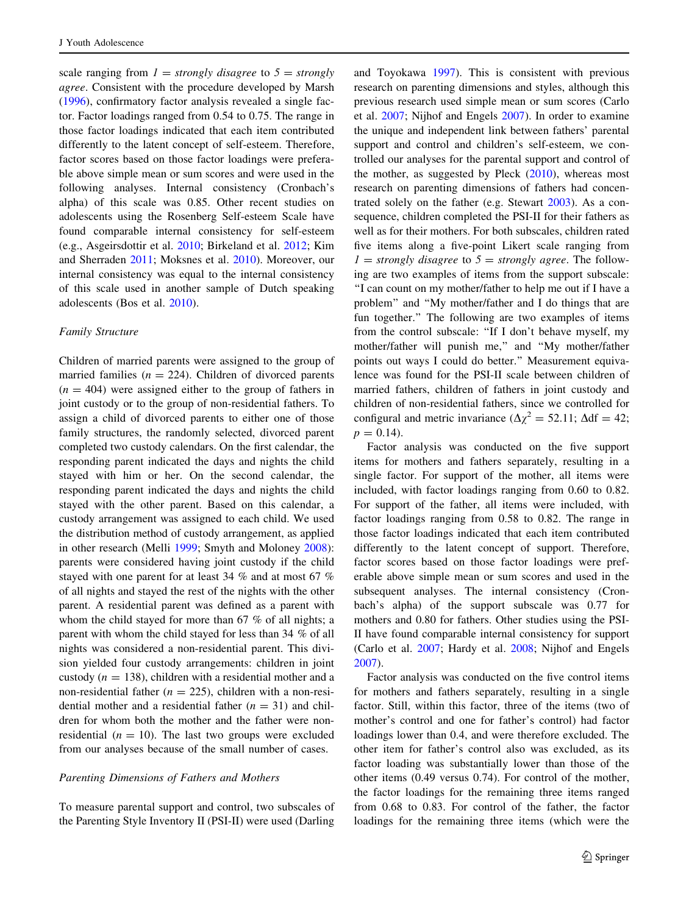scale ranging from *1* = *strongly disagree* to *5* = *strongly agree*. Consistent with the procedure developed by Marsh (1996), confirmatory factor analysis revealed a single factor. Factor loadings ranged from 0.54 to 0.75. The range in those factor loadings indicated that each item contributed differently to the latent concept of self-esteem. Therefore, factor scores based on those factor loadings were preferable above simple mean or sum scores and were used in the following analyses. Internal consistency (Cronbach's alpha) of this scale was 0.85. Other recent studies on adolescents using the Rosenberg Self-esteem Scale have found comparable internal consistency for self-esteem (e.g., Asgeirsdottir et al. 2010; Birkeland et al. 2012; Kim and Sherraden 2011; Moksnes et al. 2010). Moreover, our internal consistency was equal to the internal consistency of this scale used in another sample of Dutch speaking adolescents (Bos et al. 2010).

*Family Structure*

Children of married parents were assigned to the group of married families ($n = 224$). Children of divorced parents ($n = 404$) were assigned either to the group of fathers in joint custody or to the group of non-residential fathers. To assign a child of divorced parents to either one of those family structures, the randomly selected, divorced parent completed two custody calendars. On the first calendar, the responding parent indicated the days and nights the child stayed with him or her. On the second calendar, the responding parent indicated the days and nights the child stayed with the other parent. Based on this calendar, a custody arrangement was assigned to each child. We used the distribution method of custody arrangement, as applied in other research (Melli 1999; Smyth and Moloney 2008): parents were considered having joint custody if the child stayed with one parent for at least 34 % and at most 67 % of all nights and stayed the rest of the nights with the other parent. A residential parent was defined as a parent with whom the child stayed for more than 67 % of all nights; a parent with whom the child stayed for less than 34 % of all nights was considered a non-residential parent. This division yielded four custody arrangements: children in joint custody ($n = 138$), children with a residential mother and a non-residential father ($n = 225$), children with a non-residential mother and a residential father ($n = 31$) and children for whom both the mother and the father were non-residential ($n = 10$). The last two groups were excluded from our analyses because of the small number of cases.

*Parenting Dimensions of Fathers and Mothers*

To measure parental support and control, two subscales of the Parenting Style Inventory II (PSI-II) were used (Darling and Toyokawa 1997). This is consistent with previous research on parenting dimensions and styles, although this previous research used simple mean or sum scores (Carlo et al. 2007; Nijhof and Engels 2007). In order to examine the unique and independent link between fathers' parental support and control and children's self-esteem, we controlled our analyses for the parental support and control of the mother, as suggested by Pleck (2010), whereas most research on parenting dimensions of fathers had concentrated solely on the father (e.g. Stewart 2003). As a consequence, children completed the PSI-II for their fathers as well as for their mothers. For both subscales, children rated five items along a five-point Likert scale ranging from *1* = *strongly disagree* to *5* = *strongly agree*. The following are two examples of items from the support subscale: "I can count on my mother/father to help me out if I have a problem" and "My mother/father and I do things that are fun together." The following are two examples of items from the control subscale: "If I don't behave myself, my mother/father will punish me," and "My mother/father points out ways I could do better." Measurement equivalence was found for the PSI-II scale between children of married fathers, children of fathers in joint custody and children of non-residential fathers, since we controlled for configural and metric invariance ($\Delta\chi^2 = 52.11$; $\Delta\text{df} = 42$; $p = 0.14$).

Factor analysis was conducted on the five support items for mothers and fathers separately, resulting in a single factor. For support of the mother, all items were included, with factor loadings ranging from 0.60 to 0.82. For support of the father, all items were included, with factor loadings ranging from 0.58 to 0.82. The range in those factor loadings indicated that each item contributed differently to the latent concept of support. Therefore, factor scores based on those factor loadings were preferable above simple mean or sum scores and used in the subsequent analyses. The internal consistency (Cronbach's alpha) of the support subscale was 0.77 for mothers and 0.80 for fathers. Other studies using the PSI-II have found comparable internal consistency for support (Carlo et al. 2007; Hardy et al. 2008; Nijhof and Engels 2007).

Factor analysis was conducted on the five control items for mothers and fathers separately, resulting in a single factor. Still, within this factor, three of the items (two of mother's control and one for father's control) had factor loadings lower than 0.4, and were therefore excluded. The other item for father's control also was excluded, as its factor loading was substantially lower than those of the other items (0.49 versus 0.74). For control of the mother, the factor loadings for the remaining three items ranged from 0.68 to 0.83. For control of the father, the factor loadings for the remaining three items (which were the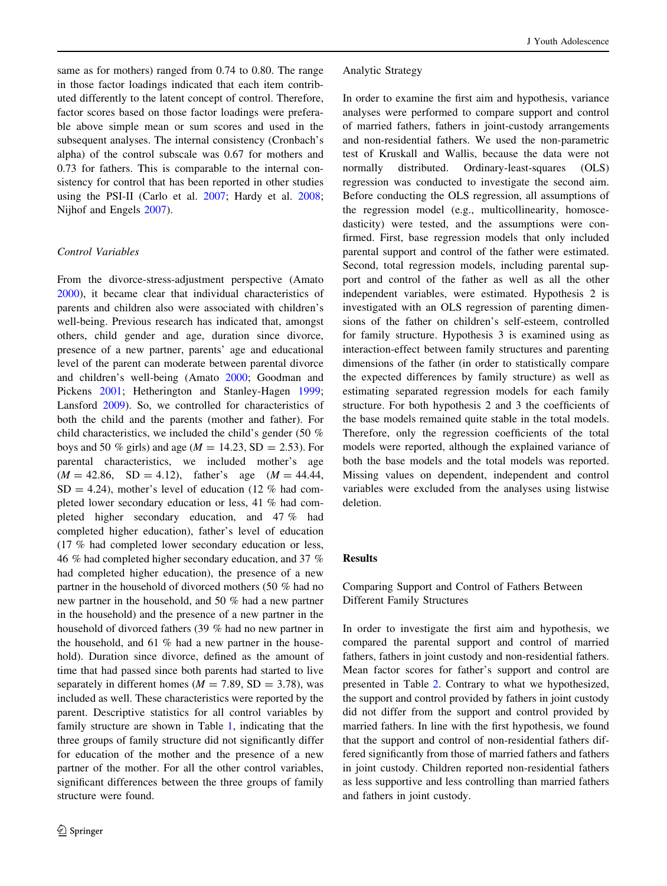same as for mothers) ranged from 0.74 to 0.80. The range in those factor loadings indicated that each item contributed differently to the latent concept of control. Therefore, factor scores based on those factor loadings were preferable above simple mean or sum scores and used in the subsequent analyses. The internal consistency (Cronbach's alpha) of the control subscale was 0.67 for mothers and 0.73 for fathers. This is comparable to the internal consistency for control that has been reported in other studies using the PSI-II (Carlo et al. 2007; Hardy et al. 2008; Nijhof and Engels 2007).

### *Control Variables*

From the divorce-stress-adjustment perspective (Amato 2000), it became clear that individual characteristics of parents and children also were associated with children's well-being. Previous research has indicated that, amongst others, child gender and age, duration since divorce, presence of a new partner, parents' age and educational level of the parent can moderate between parental divorce and children's well-being (Amato 2000; Goodman and Pickens 2001; Hetherington and Stanley-Hagen 1999; Lansford 2009). So, we controlled for characteristics of both the child and the parents (mother and father). For child characteristics, we included the child's gender (50 % boys and 50 % girls) and age ($M = 14.23$, $SD = 2.53$). For parental characteristics, we included mother's age ($M = 42.86$, $SD = 4.12$), father's age ($M = 44.44$, $SD = 4.24$), mother's level of education (12 % had completed lower secondary education or less, 41 % had completed higher secondary education, and 47 % had completed higher education), father's level of education (17 % had completed lower secondary education or less, 46 % had completed higher secondary education, and 37 % had completed higher education), the presence of a new partner in the household of divorced mothers (50 % had no new partner in the household, and 50 % had a new partner in the household) and the presence of a new partner in the household of divorced fathers (39 % had no new partner in the household, and 61 % had a new partner in the household). Duration since divorce, defined as the amount of time that had passed since both parents had started to live separately in different homes ($M = 7.89$, $SD = 3.78$), was included as well. These characteristics were reported by the parent. Descriptive statistics for all control variables by family structure are shown in Table 1, indicating that the three groups of family structure did not significantly differ for education of the mother and the presence of a new partner of the mother. For all the other control variables, significant differences between the three groups of family structure were found.

### Analytic Strategy

In order to examine the first aim and hypothesis, variance analyses were performed to compare support and control of married fathers, fathers in joint-custody arrangements and non-residential fathers. We used the non-parametric test of Kruskall and Wallis, because the data were not normally distributed. Ordinary-least-squares (OLS) regression was conducted to investigate the second aim. Before conducting the OLS regression, all assumptions of the regression model (e.g., multicollinearity, homoscedasticity) were tested, and the assumptions were confirmed. First, base regression models that only included parental support and control of the father were estimated. Second, total regression models, including parental support and control of the father as well as all the other independent variables, were estimated. Hypothesis 2 is investigated with an OLS regression of parenting dimensions of the father on children's self-esteem, controlled for family structure. Hypothesis 3 is examined using as interaction-effect between family structures and parenting dimensions of the father (in order to statistically compare the expected differences by family structure) as well as estimating separated regression models for each family structure. For both hypothesis 2 and 3 the coefficients of the base models remained quite stable in the total models. Therefore, only the regression coefficients of the total models were reported, although the explained variance of both the base models and the total models was reported. Missing values on dependent, independent and control variables were excluded from the analyses using listwise deletion.

## Results

### Comparing Support and Control of Fathers Between Different Family Structures

In order to investigate the first aim and hypothesis, we compared the parental support and control of married fathers, fathers in joint custody and non-residential fathers. Mean factor scores for father's support and control are presented in Table 2. Contrary to what we hypothesized, the support and control provided by fathers in joint custody did not differ from the support and control provided by married fathers. In line with the first hypothesis, we found that the support and control of non-residential fathers differed significantly from those of married fathers and fathers in joint custody. Children reported non-residential fathers as less supportive and less controlling than married fathers and fathers in joint custody.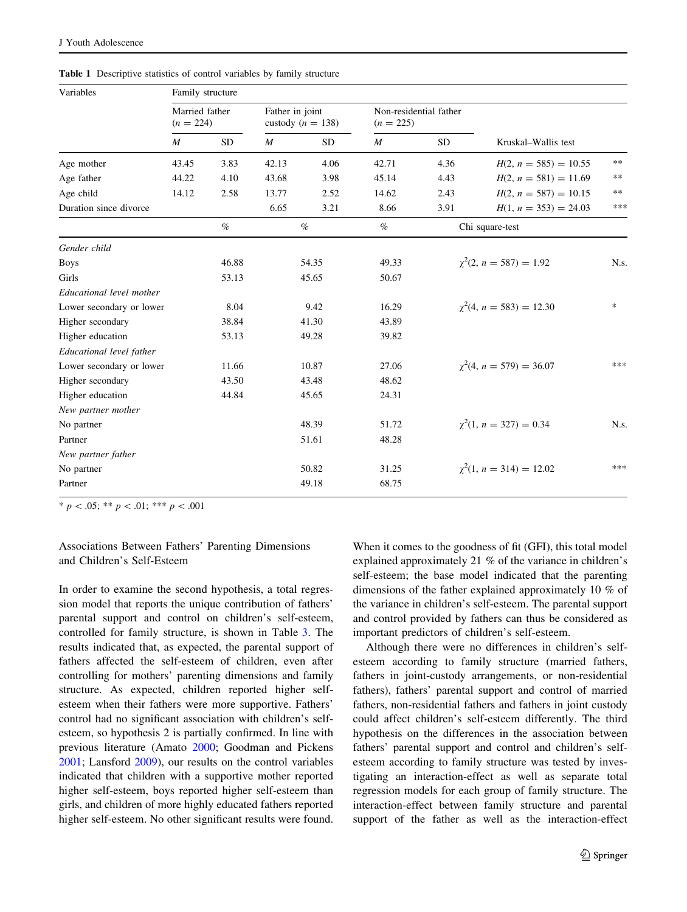**Table 1** Descriptive statistics of control variables by family structure

| Variables | Family structure | | | | | | | |
|---|---|---|---|---|---|---|---|---|
| | Married father ($n$ = 224) | | Father in joint custody ($n$ = 138) | | Non-residential father ($n$ = 225) | | | |
| | $M$ | SD | $M$ | SD | $M$ | SD | Kruskal–Wallis test | |
| Age mother | 43.45 | 3.83 | 42.13 | 4.06 | 42.71 | 4.36 | $H(2, n = 585) = 10.55$ | ** |
| Age father | 44.22 | 4.10 | 43.68 | 3.98 | 45.14 | 4.43 | $H(2, n = 581) = 11.69$ | ** |
| Age child | 14.12 | 2.58 | 13.77 | 2.52 | 14.62 | 2.43 | $H(2, n = 587) = 10.15$ | ** |
| Duration since divorce | | | 6.65 | 3.21 | 8.66 | 3.91 | $H(1, n = 353) = 24.03$ | *** |
| | % | | % | | % | | Chi square-test | |
| *Gender child* | | | | | | | | |
| Boys | 46.88 | | 54.35 | | 49.33 | | $\chi^2(2, n = 587) = 1.92$ | N.s. |
| Girls | 53.13 | | 45.65 | | 50.67 | | | |
| *Educational level mother* | | | | | | | | |
| Lower secondary or lower | 8.04 | | 9.42 | | 16.29 | | $\chi^2(4, n = 583) = 12.30$ | * |
| Higher secondary | 38.84 | | 41.30 | | 43.89 | | | |
| Higher education | 53.13 | | 49.28 | | 39.82 | | | |
| *Educational level father* | | | | | | | | |
| Lower secondary or lower | 11.66 | | 10.87 | | 27.06 | | $\chi^2(4, n = 579) = 36.07$ | *** |
| Higher secondary | 43.50 | | 43.48 | | 48.62 | | | |
| Higher education | 44.84 | | 45.65 | | 24.31 | | | |
| *New partner mother* | | | | | | | | |
| No partner | | | 48.39 | | 51.72 | | $\chi^2(1, n = 327) = 0.34$ | N.s. |
| Partner | | | 51.61 | | 48.28 | | | |
| *New partner father* | | | | | | | | |
| No partner | | | 50.82 | | 31.25 | | $\chi^2(1, n = 314) = 12.02$ | *** |
| Partner | | | 49.18 | | 68.75 | | | |

* $p < .05$; ** $p < .01$; *** $p < .001$

### Associations Between Fathers' Parenting Dimensions and Children's Self-Esteem

In order to examine the second hypothesis, a total regression model that reports the unique contribution of fathers' parental support and control on children's self-esteem, controlled for family structure, is shown in Table 3. The results indicated that, as expected, the parental support of fathers affected the self-esteem of children, even after controlling for mothers' parenting dimensions and family structure. As expected, children reported higher self-esteem when their fathers were more supportive. Fathers' control had no significant association with children's self-esteem, so hypothesis 2 is partially confirmed. In line with previous literature (Amato 2000; Goodman and Pickens 2001; Lansford 2009), our results on the control variables indicated that children with a supportive mother reported higher self-esteem, boys reported higher self-esteem than girls, and children of more highly educated fathers reported higher self-esteem. No other significant results were found. When it comes to the goodness of fit (GFI), this total model explained approximately 21 % of the variance in children's self-esteem; the base model indicated that the parenting dimensions of the father explained approximately 10 % of the variance in children's self-esteem. The parental support and control provided by fathers can thus be considered as important predictors of children's self-esteem.

Although there were no differences in children's self-esteem according to family structure (married fathers, fathers in joint-custody arrangements, or non-residential fathers), fathers' parental support and control of married fathers, non-residential fathers and fathers in joint custody could affect children's self-esteem differently. The third hypothesis on the differences in the association between fathers' parental support and control and children's self-esteem according to family structure was tested by investigating an interaction-effect as well as separate total regression models for each group of family structure. The interaction-effect between family structure and parental support of the father as well as the interaction-effect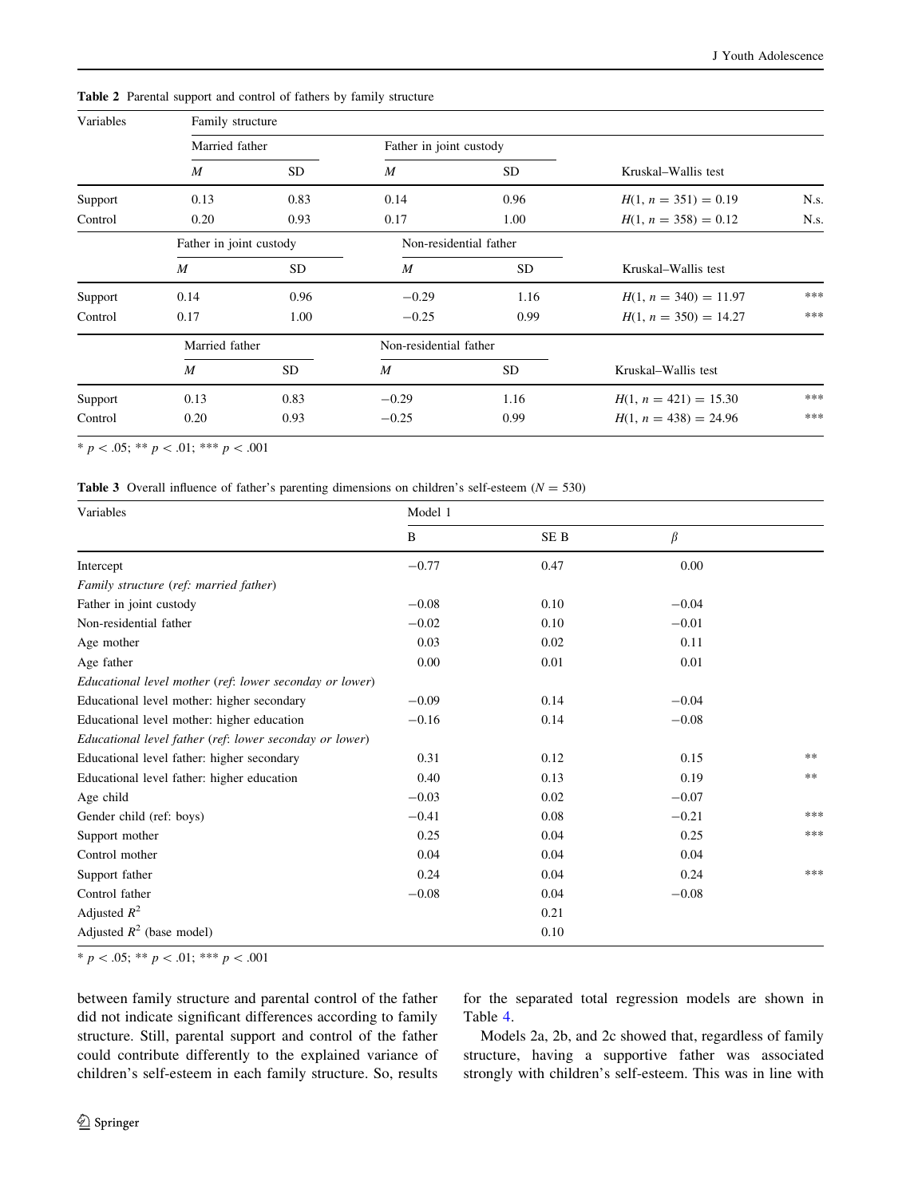**Table 2** Parental support and control of fathers by family structure

| Variables | Family structure | | | | | |
|---|---|---|---|---|---|---|
| | Married father | | Father in joint custody | | | |
| | *M* | SD | *M* | SD | Kruskal–Wallis test | |
| Support | 0.13 | 0.83 | 0.14 | 0.96 | $H(1, n = 351) = 0.19$ | N.s. |
| Control | 0.20 | 0.93 | 0.17 | 1.00 | $H(1, n = 358) = 0.12$ | N.s. |
| | Father in joint custody | | Non-residential father | | | |
| | *M* | SD | *M* | SD | Kruskal–Wallis test | |
| Support | 0.14 | 0.96 | −0.29 | 1.16 | $H(1, n = 340) = 11.97$ | *** |
| Control | 0.17 | 1.00 | −0.25 | 0.99 | $H(1, n = 350) = 14.27$ | *** |
| | Married father | | Non-residential father | | | |
| | *M* | SD | *M* | SD | Kruskal–Wallis test | |
| Support | 0.13 | 0.83 | −0.29 | 1.16 | $H(1, n = 421) = 15.30$ | *** |
| Control | 0.20 | 0.93 | −0.25 | 0.99 | $H(1, n = 438) = 24.96$ | *** |

\* $p < .05$; ** $p < .01$; *** $p < .001$

**Table 3** Overall influence of father's parenting dimensions on children's self-esteem ($N = 530$)

| Variables | Model 1 | | | |
|---|---|---|---|---|
| | B | SE B | $\beta$ | |
| Intercept | −0.77 | 0.47 | 0.00 | |
| *Family structure (ref: married father)* | | | | |
| Father in joint custody | −0.08 | 0.10 | −0.04 | |
| Non-residential father | −0.02 | 0.10 | −0.01 | |
| Age mother | 0.03 | 0.02 | 0.11 | |
| Age father | 0.00 | 0.01 | 0.01 | |
| *Educational level mother (ref: lower seconday or lower)* | | | | |
| Educational level mother: higher secondary | −0.09 | 0.14 | −0.04 | |
| Educational level mother: higher education | −0.16 | 0.14 | −0.08 | |
| *Educational level father (ref: lower seconday or lower)* | | | | |
| Educational level father: higher secondary | 0.31 | 0.12 | 0.15 | ** |
| Educational level father: higher education | 0.40 | 0.13 | 0.19 | ** |
| Age child | −0.03 | 0.02 | −0.07 | |
| Gender child (ref: boys) | −0.41 | 0.08 | −0.21 | *** |
| Support mother | 0.25 | 0.04 | 0.25 | *** |
| Control mother | 0.04 | 0.04 | 0.04 | |
| Support father | 0.24 | 0.04 | 0.24 | *** |
| Control father | −0.08 | 0.04 | −0.08 | |
| Adjusted $R^2$ | | 0.21 | | |
| Adjusted $R^2$ (base model) | | 0.10 | | |

\* $p < .05$; ** $p < .01$; *** $p < .001$

between family structure and parental control of the father did not indicate significant differences according to family structure. Still, parental support and control of the father could contribute differently to the explained variance of children's self-esteem in each family structure. So, results for the separated total regression models are shown in Table 4.

Models 2a, 2b, and 2c showed that, regardless of family structure, having a supportive father was associated strongly with children's self-esteem. This was in line with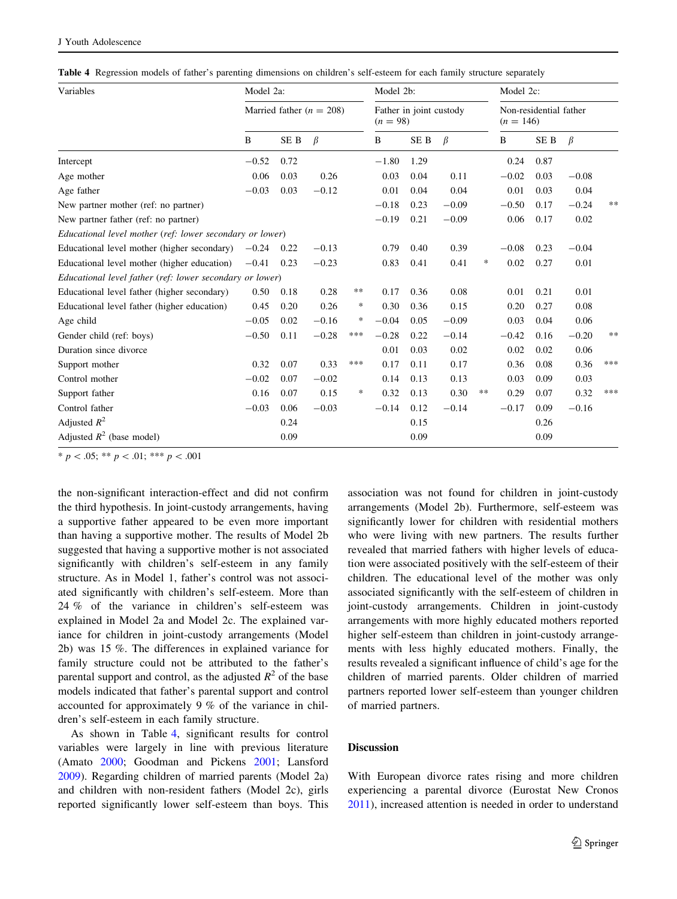**Table 4** Regression models of father's parenting dimensions on children's self-esteem for each family structure separately

| Variables | Model 2a: | | | | Model 2b: | | | | Model 2c: | | | |
|---|---|---|---|---|---|---|---|---|---|---|---|---|
| | Married father ($n = 208$) | | | | Father in joint custody ($n = 98$) | | | | Non-residential father ($n = 146$) | | | |
| | B | SE B | β | | B | SE B | β | | B | SE B | β | |
| Intercept | −0.52 | 0.72 | | | −1.80 | 1.29 | | | 0.24 | 0.87 | | |
| Age mother | 0.06 | 0.03 | 0.26 | | 0.03 | 0.04 | 0.11 | | −0.02 | 0.03 | −0.08 | |
| Age father | −0.03 | 0.03 | −0.12 | | 0.01 | 0.04 | 0.04 | | 0.01 | 0.03 | 0.04 | |
| New partner mother (ref: no partner) | | | | | −0.18 | 0.23 | −0.09 | | −0.50 | 0.17 | −0.24 | ** |
| New partner father (ref: no partner) | | | | | −0.19 | 0.21 | −0.09 | | 0.06 | 0.17 | 0.02 | |
| *Educational level mother (ref: lower secondary or lower)* | | | | | | | | | | | | |
| Educational level mother (higher secondary) | −0.24 | 0.22 | −0.13 | | 0.79 | 0.40 | 0.39 | | −0.08 | 0.23 | −0.04 | |
| Educational level mother (higher education) | −0.41 | 0.23 | −0.23 | | 0.83 | 0.41 | 0.41 | * | 0.02 | 0.27 | 0.01 | |
| *Educational level father (ref: lower secondary or lower)* | | | | | | | | | | | | |
| Educational level father (higher secondary) | 0.50 | 0.18 | 0.28 | ** | 0.17 | 0.36 | 0.08 | | 0.01 | 0.21 | 0.01 | |
| Educational level father (higher education) | 0.45 | 0.20 | 0.26 | * | 0.30 | 0.36 | 0.15 | | 0.20 | 0.27 | 0.08 | |
| Age child | −0.05 | 0.02 | −0.16 | * | −0.04 | 0.05 | −0.09 | | 0.03 | 0.04 | 0.06 | |
| Gender child (ref: boys) | −0.50 | 0.11 | −0.28 | *** | −0.28 | 0.22 | −0.14 | | −0.42 | 0.16 | −0.20 | ** |
| Duration since divorce | | | | | 0.01 | 0.03 | 0.02 | | 0.02 | 0.02 | 0.06 | |
| Support mother | 0.32 | 0.07 | 0.33 | *** | 0.17 | 0.11 | 0.17 | | 0.36 | 0.08 | 0.36 | *** |
| Control mother | −0.02 | 0.07 | −0.02 | | 0.14 | 0.13 | 0.13 | | 0.03 | 0.09 | 0.03 | |
| Support father | 0.16 | 0.07 | 0.15 | * | 0.32 | 0.13 | 0.30 | ** | 0.29 | 0.07 | 0.32 | *** |
| Control father | −0.03 | 0.06 | −0.03 | | −0.14 | 0.12 | −0.14 | | −0.17 | 0.09 | −0.16 | |
| Adjusted $R^2$ | | 0.24 | | | | 0.15 | | | | 0.26 | | |
| Adjusted $R^2$ (base model) | | 0.09 | | | | 0.09 | | | | 0.09 | | |

* $p < .05$; ** $p < .01$; *** $p < .001$

the non-significant interaction-effect and did not confirm the third hypothesis. In joint-custody arrangements, having a supportive father appeared to be even more important than having a supportive mother. The results of Model 2b suggested that having a supportive mother is not associated significantly with children's self-esteem in any family structure. As in Model 1, father's control was not associated significantly with children's self-esteem. More than 24 % of the variance in children's self-esteem was explained in Model 2a and Model 2c. The explained variance for children in joint-custody arrangements (Model 2b) was 15 %. The differences in explained variance for family structure could not be attributed to the father's parental support and control, as the adjusted $R^2$ of the base models indicated that father's parental support and control accounted for approximately 9 % of the variance in children's self-esteem in each family structure.

As shown in Table 4, significant results for control variables were largely in line with previous literature (Amato 2000; Goodman and Pickens 2001; Lansford 2009). Regarding children of married parents (Model 2a) and children with non-resident fathers (Model 2c), girls reported significantly lower self-esteem than boys. This association was not found for children in joint-custody arrangements (Model 2b). Furthermore, self-esteem was significantly lower for children with residential mothers who were living with new partners. The results further revealed that married fathers with higher levels of education were associated positively with the self-esteem of their children. The educational level of the mother was only associated significantly with the self-esteem of children in joint-custody arrangements. Children in joint-custody arrangements with more highly educated mothers reported higher self-esteem than children in joint-custody arrangements with less highly educated mothers. Finally, the results revealed a significant influence of child's age for the children of married parents. Older children of married partners reported lower self-esteem than younger children of married partners.

## Discussion

With European divorce rates rising and more children experiencing a parental divorce (Eurostat New Cronos 2011), increased attention is needed in order to understand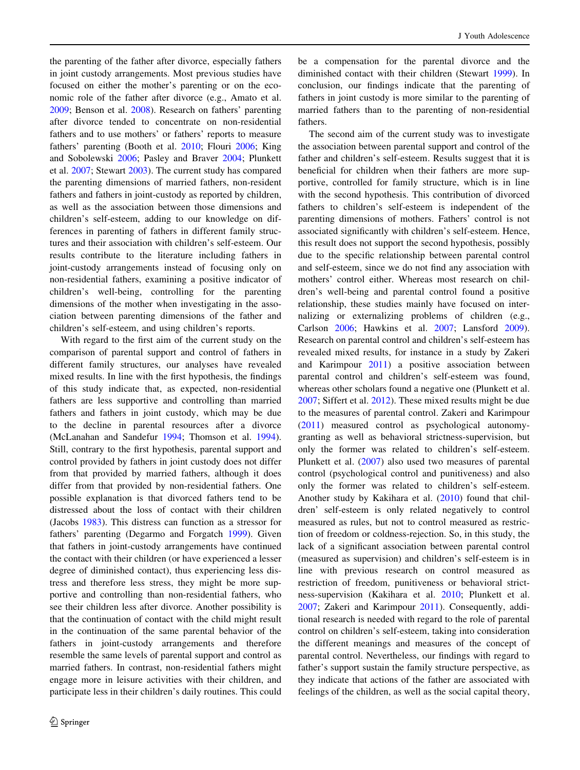the parenting of the father after divorce, especially fathers in joint custody arrangements. Most previous studies have focused on either the mother's parenting or on the economic role of the father after divorce (e.g., Amato et al. 2009; Benson et al. 2008). Research on fathers' parenting after divorce tended to concentrate on non-residential fathers and to use mothers' or fathers' reports to measure fathers' parenting (Booth et al. 2010; Flouri 2006; King and Sobolewski 2006; Pasley and Braver 2004; Plunkett et al. 2007; Stewart 2003). The current study has compared the parenting dimensions of married fathers, non-resident fathers and fathers in joint-custody as reported by children, as well as the association between those dimensions and children's self-esteem, adding to our knowledge on differences in parenting of fathers in different family structures and their association with children's self-esteem. Our results contribute to the literature including fathers in joint-custody arrangements instead of focusing only on non-residential fathers, examining a positive indicator of children's well-being, controlling for the parenting dimensions of the mother when investigating in the association between parenting dimensions of the father and children's self-esteem, and using children's reports.

With regard to the first aim of the current study on the comparison of parental support and control of fathers in different family structures, our analyses have revealed mixed results. In line with the first hypothesis, the findings of this study indicate that, as expected, non-residential fathers are less supportive and controlling than married fathers and fathers in joint custody, which may be due to the decline in parental resources after a divorce (McLanahan and Sandefur 1994; Thomson et al. 1994). Still, contrary to the first hypothesis, parental support and control provided by fathers in joint custody does not differ from that provided by married fathers, although it does differ from that provided by non-residential fathers. One possible explanation is that divorced fathers tend to be distressed about the loss of contact with their children (Jacobs 1983). This distress can function as a stressor for fathers' parenting (Degarmo and Forgatch 1999). Given that fathers in joint-custody arrangements have continued the contact with their children (or have experienced a lesser degree of diminished contact), thus experiencing less distress and therefore less stress, they might be more supportive and controlling than non-residential fathers, who see their children less after divorce. Another possibility is that the continuation of contact with the child might result in the continuation of the same parental behavior of the fathers in joint-custody arrangements and therefore resemble the same levels of parental support and control as married fathers. In contrast, non-residential fathers might engage more in leisure activities with their children, and participate less in their children's daily routines. This could be a compensation for the parental divorce and the diminished contact with their children (Stewart 1999). In conclusion, our findings indicate that the parenting of fathers in joint custody is more similar to the parenting of married fathers than to the parenting of non-residential fathers.

The second aim of the current study was to investigate the association between parental support and control of the father and children's self-esteem. Results suggest that it is beneficial for children when their fathers are more supportive, controlled for family structure, which is in line with the second hypothesis. This contribution of divorced fathers to children's self-esteem is independent of the parenting dimensions of mothers. Fathers' control is not associated significantly with children's self-esteem. Hence, this result does not support the second hypothesis, possibly due to the specific relationship between parental control and self-esteem, since we do not find any association with mothers' control either. Whereas most research on children's well-being and parental control found a positive relationship, these studies mainly have focused on internalizing or externalizing problems of children (e.g., Carlson 2006; Hawkins et al. 2007; Lansford 2009). Research on parental control and children's self-esteem has revealed mixed results, for instance in a study by Zakeri and Karimpour 2011) a positive association between parental control and children's self-esteem was found, whereas other scholars found a negative one (Plunkett et al. 2007; Siffert et al. 2012). These mixed results might be due to the measures of parental control. Zakeri and Karimpour (2011) measured control as psychological autonomy-granting as well as behavioral strictness-supervision, but only the former was related to children's self-esteem. Plunkett et al. (2007) also used two measures of parental control (psychological control and punitiveness) and also only the former was related to children's self-esteem. Another study by Kakihara et al. (2010) found that children' self-esteem is only related negatively to control measured as rules, but not to control measured as restriction of freedom or coldness-rejection. So, in this study, the lack of a significant association between parental control (measured as supervision) and children's self-esteem is in line with previous research on control measured as restriction of freedom, punitiveness or behavioral strictness-supervision (Kakihara et al. 2010; Plunkett et al. 2007; Zakeri and Karimpour 2011). Consequently, additional research is needed with regard to the role of parental control on children's self-esteem, taking into consideration the different meanings and measures of the concept of parental control. Nevertheless, our findings with regard to father's support sustain the family structure perspective, as they indicate that actions of the father are associated with feelings of the children, as well as the social capital theory,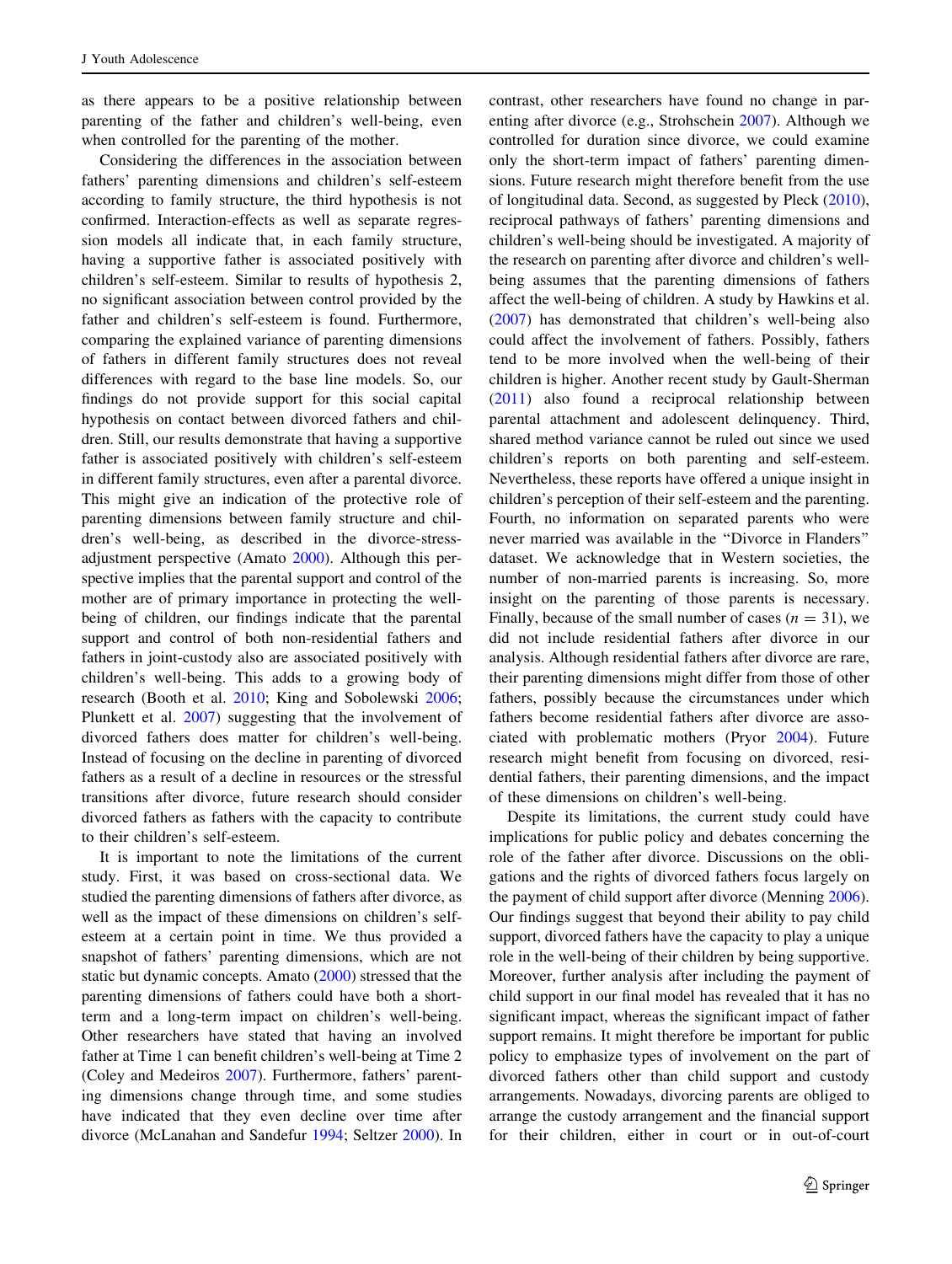as there appears to be a positive relationship between parenting of the father and children's well-being, even when controlled for the parenting of the mother.

Considering the differences in the association between fathers' parenting dimensions and children's self-esteem according to family structure, the third hypothesis is not confirmed. Interaction-effects as well as separate regression models all indicate that, in each family structure, having a supportive father is associated positively with children's self-esteem. Similar to results of hypothesis 2, no significant association between control provided by the father and children's self-esteem is found. Furthermore, comparing the explained variance of parenting dimensions of fathers in different family structures does not reveal differences with regard to the base line models. So, our findings do not provide support for this social capital hypothesis on contact between divorced fathers and children. Still, our results demonstrate that having a supportive father is associated positively with children's self-esteem in different family structures, even after a parental divorce. This might give an indication of the protective role of parenting dimensions between family structure and children's well-being, as described in the divorce-stress-adjustment perspective (Amato 2000). Although this perspective implies that the parental support and control of the mother are of primary importance in protecting the well-being of children, our findings indicate that the parental support and control of both non-residential fathers and fathers in joint-custody also are associated positively with children's well-being. This adds to a growing body of research (Booth et al. 2010; King and Sobolewski 2006; Plunkett et al. 2007) suggesting that the involvement of divorced fathers does matter for children's well-being. Instead of focusing on the decline in parenting of divorced fathers as a result of a decline in resources or the stressful transitions after divorce, future research should consider divorced fathers as fathers with the capacity to contribute to their children's self-esteem.

It is important to note the limitations of the current study. First, it was based on cross-sectional data. We studied the parenting dimensions of fathers after divorce, as well as the impact of these dimensions on children's self-esteem at a certain point in time. We thus provided a snapshot of fathers' parenting dimensions, which are not static but dynamic concepts. Amato (2000) stressed that the parenting dimensions of fathers could have both a short-term and a long-term impact on children's well-being. Other researchers have stated that having an involved father at Time 1 can benefit children's well-being at Time 2 (Coley and Medeiros 2007). Furthermore, fathers' parenting dimensions change through time, and some studies have indicated that they even decline over time after divorce (McLanahan and Sandefur 1994; Seltzer 2000). In contrast, other researchers have found no change in parenting after divorce (e.g., Strohschein 2007). Although we controlled for duration since divorce, we could examine only the short-term impact of fathers' parenting dimensions. Future research might therefore benefit from the use of longitudinal data. Second, as suggested by Pleck (2010), reciprocal pathways of fathers' parenting dimensions and children's well-being should be investigated. A majority of the research on parenting after divorce and children's well-being assumes that the parenting dimensions of fathers affect the well-being of children. A study by Hawkins et al. (2007) has demonstrated that children's well-being also could affect the involvement of fathers. Possibly, fathers tend to be more involved when the well-being of their children is higher. Another recent study by Gault-Sherman (2011) also found a reciprocal relationship between parental attachment and adolescent delinquency. Third, shared method variance cannot be ruled out since we used children's reports on both parenting and self-esteem. Nevertheless, these reports have offered a unique insight in children's perception of their self-esteem and the parenting. Fourth, no information on separated parents who were never married was available in the "Divorce in Flanders" dataset. We acknowledge that in Western societies, the number of non-married parents is increasing. So, more insight on the parenting of those parents is necessary. Finally, because of the small number of cases ($n = 31$), we did not include residential fathers after divorce in our analysis. Although residential fathers after divorce are rare, their parenting dimensions might differ from those of other fathers, possibly because the circumstances under which fathers become residential fathers after divorce are associated with problematic mothers (Pryor 2004). Future research might benefit from focusing on divorced, residential fathers, their parenting dimensions, and the impact of these dimensions on children's well-being.

Despite its limitations, the current study could have implications for public policy and debates concerning the role of the father after divorce. Discussions on the obligations and the rights of divorced fathers focus largely on the payment of child support after divorce (Menning 2006). Our findings suggest that beyond their ability to pay child support, divorced fathers have the capacity to play a unique role in the well-being of their children by being supportive. Moreover, further analysis after including the payment of child support in our final model has revealed that it has no significant impact, whereas the significant impact of father support remains. It might therefore be important for public policy to emphasize types of involvement on the part of divorced fathers other than child support and custody arrangements. Nowadays, divorcing parents are obliged to arrange the custody arrangement and the financial support for their children, either in court or in out-of-court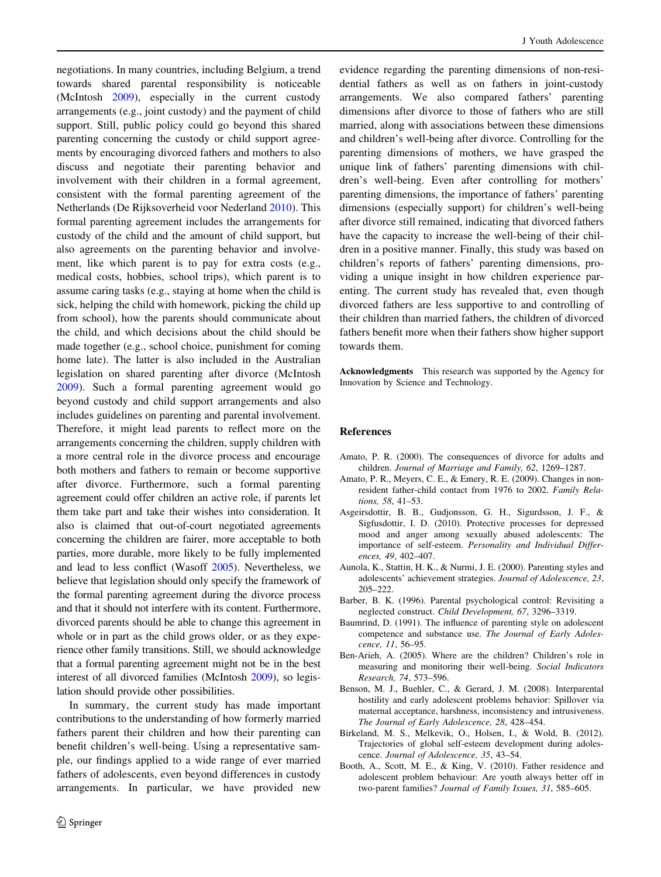negotiations. In many countries, including Belgium, a trend towards shared parental responsibility is noticeable (McIntosh 2009), especially in the current custody arrangements (e.g., joint custody) and the payment of child support. Still, public policy could go beyond this shared parenting concerning the custody or child support agreements by encouraging divorced fathers and mothers to also discuss and negotiate their parenting behavior and involvement with their children in a formal agreement, consistent with the formal parenting agreement of the Netherlands (De Rijksoverheid voor Nederland 2010). This formal parenting agreement includes the arrangements for custody of the child and the amount of child support, but also agreements on the parenting behavior and involvement, like which parent is to pay for extra costs (e.g., medical costs, hobbies, school trips), which parent is to assume caring tasks (e.g., staying at home when the child is sick, helping the child with homework, picking the child up from school), how the parents should communicate about the child, and which decisions about the child should be made together (e.g., school choice, punishment for coming home late). The latter is also included in the Australian legislation on shared parenting after divorce (McIntosh 2009). Such a formal parenting agreement would go beyond custody and child support arrangements and also includes guidelines on parenting and parental involvement. Therefore, it might lead parents to reflect more on the arrangements concerning the children, supply children with a more central role in the divorce process and encourage both mothers and fathers to remain or become supportive after divorce. Furthermore, such a formal parenting agreement could offer children an active role, if parents let them take part and take their wishes into consideration. It also is claimed that out-of-court negotiated agreements concerning the children are fairer, more acceptable to both parties, more durable, more likely to be fully implemented and lead to less conflict (Wasoff 2005). Nevertheless, we believe that legislation should only specify the framework of the formal parenting agreement during the divorce process and that it should not interfere with its content. Furthermore, divorced parents should be able to change this agreement in whole or in part as the child grows older, or as they experience other family transitions. Still, we should acknowledge that a formal parenting agreement might not be in the best interest of all divorced families (McIntosh 2009), so legislation should provide other possibilities.

In summary, the current study has made important contributions to the understanding of how formerly married fathers parent their children and how their parenting can benefit children's well-being. Using a representative sample, our findings applied to a wide range of ever married fathers of adolescents, even beyond differences in custody arrangements. In particular, we have provided new evidence regarding the parenting dimensions of non-residential fathers as well as on fathers in joint-custody arrangements. We also compared fathers' parenting dimensions after divorce to those of fathers who are still married, along with associations between these dimensions and children's well-being after divorce. Controlling for the parenting dimensions of mothers, we have grasped the unique link of fathers' parenting dimensions with children's well-being. Even after controlling for mothers' parenting dimensions, the importance of fathers' parenting dimensions (especially support) for children's well-being after divorce still remained, indicating that divorced fathers have the capacity to increase the well-being of their children in a positive manner. Finally, this study was based on children's reports of fathers' parenting dimensions, providing a unique insight in how children experience parenting. The current study has revealed that, even though divorced fathers are less supportive to and controlling of their children than married fathers, the children of divorced fathers benefit more when their fathers show higher support towards them.

**Acknowledgments** This research was supported by the Agency for Innovation by Science and Technology.

## References

Amato, P. R. (2000). The consequences of divorce for adults and children. *Journal of Marriage and Family, 62*, 1269–1287.

Amato, P. R., Meyers, C. E., & Emery, R. E. (2009). Changes in nonresident father-child contact from 1976 to 2002. *Family Relations, 58*, 41–53.

Asgeirsdottir, B. B., Gudjonsson, G. H., Sigurdsson, J. F., & Sigfusdottir, I. D. (2010). Protective processes for depressed mood and anger among sexually abused adolescents: The importance of self-esteem. *Personality and Individual Differences, 49*, 402–407.

Aunola, K., Stattin, H. K., & Nurmi, J. E. (2000). Parenting styles and adolescents' achievement strategies. *Journal of Adolescence, 23*, 205–222.

Barber, B. K. (1996). Parental psychological control: Revisiting a neglected construct. *Child Development, 67*, 3296–3319.

Baumrind, D. (1991). The influence of parenting style on adolescent competence and substance use. *The Journal of Early Adolescence, 11*, 56–95.

Ben-Arieh, A. (2005). Where are the children? Children's role in measuring and monitoring their well-being. *Social Indicators Research, 74*, 573–596.

Benson, M. J., Buehler, C., & Gerard, J. M. (2008). Interparental hostility and early adolescent problems behavior: Spillover via maternal acceptance, harshness, inconsistency and intrusiveness. *The Journal of Early Adolescence, 28*, 428–454.

Birkeland, M. S., Melkevik, O., Holsen, I., & Wold, B. (2012). Trajectories of global self-esteem development during adolescence. *Journal of Adolescence, 35*, 43–54.

Booth, A., Scott, M. E., & King, V. (2010). Father residence and adolescent problem behaviour: Are youth always better off in two-parent families? *Journal of Family Issues, 31*, 585–605.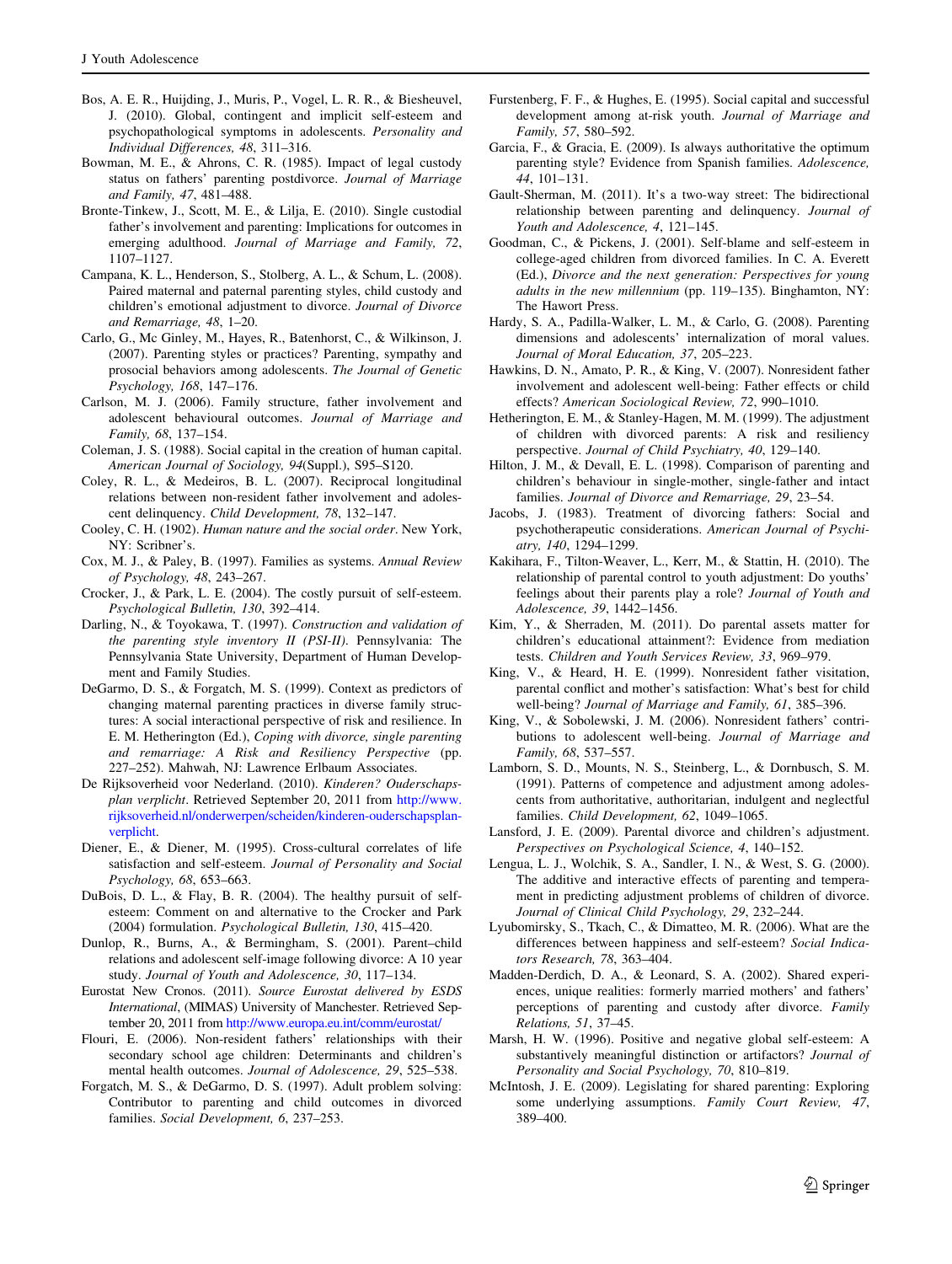Bos, A. E. R., Huijding, J., Muris, P., Vogel, L. R. R., & Biesheuvel, J. (2010). Global, contingent and implicit self-esteem and psychopathological symptoms in adolescents. *Personality and Individual Differences, 48*, 311–316.

Bowman, M. E., & Ahrons, C. R. (1985). Impact of legal custody status on fathers' parenting postdivorce. *Journal of Marriage and Family, 47*, 481–488.

Bronte-Tinkew, J., Scott, M. E., & Lilja, E. (2010). Single custodial father's involvement and parenting: Implications for outcomes in emerging adulthood. *Journal of Marriage and Family, 72*, 1107–1127.

Campana, K. L., Henderson, S., Stolberg, A. L., & Schum, L. (2008). Paired maternal and paternal parenting styles, child custody and children's emotional adjustment to divorce. *Journal of Divorce and Remarriage, 48*, 1–20.

Carlo, G., Mc Ginley, M., Hayes, R., Batenhorst, C., & Wilkinson, J. (2007). Parenting styles or practices? Parenting, sympathy and prosocial behaviors among adolescents. *The Journal of Genetic Psychology, 168*, 147–176.

Carlson, M. J. (2006). Family structure, father involvement and adolescent behavioural outcomes. *Journal of Marriage and Family, 68*, 137–154.

Coleman, J. S. (1988). Social capital in the creation of human capital. *American Journal of Sociology, 94*(Suppl.), S95–S120.

Coley, R. L., & Medeiros, B. L. (2007). Reciprocal longitudinal relations between non-resident father involvement and adolescent delinquency. *Child Development, 78*, 132–147.

Cooley, C. H. (1902). *Human nature and the social order*. New York, NY: Scribner's.

Cox, M. J., & Paley, B. (1997). Families as systems. *Annual Review of Psychology, 48*, 243–267.

Crocker, J., & Park, L. E. (2004). The costly pursuit of self-esteem. *Psychological Bulletin, 130*, 392–414.

Darling, N., & Toyokawa, T. (1997). *Construction and validation of the parenting style inventory II (PSI-II)*. Pennsylvania: The Pennsylvania State University, Department of Human Development and Family Studies.

DeGarmo, D. S., & Forgatch, M. S. (1999). Context as predictors of changing maternal parenting practices in diverse family structures: A social interactional perspective of risk and resilience. In E. M. Hetherington (Ed.), *Coping with divorce, single parenting and remarriage: A Risk and Resiliency Perspective* (pp. 227–252). Mahwah, NJ: Lawrence Erlbaum Associates.

De Rijksoverheid voor Nederland. (2010). *Kinderen? Ouderschapsplan verplicht*. Retrieved September 20, 2011 from http://www.rijksoverheid.nl/onderwerpen/scheiden/kinderen-ouderschapsplan-verplicht.

Diener, E., & Diener, M. (1995). Cross-cultural correlates of life satisfaction and self-esteem. *Journal of Personality and Social Psychology, 68*, 653–663.

DuBois, D. L., & Flay, B. R. (2004). The healthy pursuit of self-esteem: Comment on and alternative to the Crocker and Park (2004) formulation. *Psychological Bulletin, 130*, 415–420.

Dunlop, R., Burns, A., & Bermingham, S. (2001). Parent–child relations and adolescent self-image following divorce: A 10 year study. *Journal of Youth and Adolescence, 30*, 117–134.

Eurostat New Cronos. (2011). *Source Eurostat delivered by ESDS International*, (MIMAS) University of Manchester. Retrieved September 20, 2011 from http://www.europa.eu.int/comm/eurostat/

Flouri, E. (2006). Non-resident fathers' relationships with their secondary school age children: Determinants and children's mental health outcomes. *Journal of Adolescence, 29*, 525–538.

Forgatch, M. S., & DeGarmo, D. S. (1997). Adult problem solving: Contributor to parenting and child outcomes in divorced families. *Social Development, 6*, 237–253.

Furstenberg, F. F., & Hughes, E. (1995). Social capital and successful development among at-risk youth. *Journal of Marriage and Family, 57*, 580–592.

Garcia, F., & Gracia, E. (2009). Is always authoritative the optimum parenting style? Evidence from Spanish families. *Adolescence, 44*, 101–131.

Gault-Sherman, M. (2011). It's a two-way street: The bidirectional relationship between parenting and delinquency. *Journal of Youth and Adolescence, 4*, 121–145.

Goodman, C., & Pickens, J. (2001). Self-blame and self-esteem in college-aged children from divorced families. In C. A. Everett (Ed.), *Divorce and the next generation: Perspectives for young adults in the new millennium* (pp. 119–135). Binghamton, NY: The Hawort Press.

Hardy, S. A., Padilla-Walker, L. M., & Carlo, G. (2008). Parenting dimensions and adolescents' internalization of moral values. *Journal of Moral Education, 37*, 205–223.

Hawkins, D. N., Amato, P. R., & King, V. (2007). Nonresident father involvement and adolescent well-being: Father effects or child effects? *American Sociological Review, 72*, 990–1010.

Hetherington, E. M., & Stanley-Hagen, M. M. (1999). The adjustment of children with divorced parents: A risk and resiliency perspective. *Journal of Child Psychiatry, 40*, 129–140.

Hilton, J. M., & Devall, E. L. (1998). Comparison of parenting and children's behaviour in single-mother, single-father and intact families. *Journal of Divorce and Remarriage, 29*, 23–54.

Jacobs, J. (1983). Treatment of divorcing fathers: Social and psychotherapeutic considerations. *American Journal of Psychiatry, 140*, 1294–1299.

Kakihara, F., Tilton-Weaver, L., Kerr, M., & Stattin, H. (2010). The relationship of parental control to youth adjustment: Do youths' feelings about their parents play a role? *Journal of Youth and Adolescence, 39*, 1442–1456.

Kim, Y., & Sherraden, M. (2011). Do parental assets matter for children's educational attainment?: Evidence from mediation tests. *Children and Youth Services Review, 33*, 969–979.

King, V., & Heard, H. E. (1999). Nonresident father visitation, parental conflict and mother's satisfaction: What's best for child well-being? *Journal of Marriage and Family, 61*, 385–396.

King, V., & Sobolewski, J. M. (2006). Nonresident fathers' contributions to adolescent well-being. *Journal of Marriage and Family, 68*, 537–557.

Lamborn, S. D., Mounts, N. S., Steinberg, L., & Dornbusch, S. M. (1991). Patterns of competence and adjustment among adolescents from authoritative, authoritarian, indulgent and neglectful families. *Child Development, 62*, 1049–1065.

Lansford, J. E. (2009). Parental divorce and children's adjustment. *Perspectives on Psychological Science, 4*, 140–152.

Lengua, L. J., Wolchik, S. A., Sandler, I. N., & West, S. G. (2000). The additive and interactive effects of parenting and temperament in predicting adjustment problems of children of divorce. *Journal of Clinical Child Psychology, 29*, 232–244.

Lyubomirsky, S., Tkach, C., & Dimatteo, M. R. (2006). What are the differences between happiness and self-esteem? *Social Indicators Research, 78*, 363–404.

Madden-Derdich, D. A., & Leonard, S. A. (2002). Shared experiences, unique realities: formerly married mothers' and fathers' perceptions of parenting and custody after divorce. *Family Relations, 51*, 37–45.

Marsh, H. W. (1996). Positive and negative global self-esteem: A substantively meaningful distinction or artifactors? *Journal of Personality and Social Psychology, 70*, 810–819.

McIntosh, J. E. (2009). Legislating for shared parenting: Exploring some underlying assumptions. *Family Court Review, 47*, 389–400.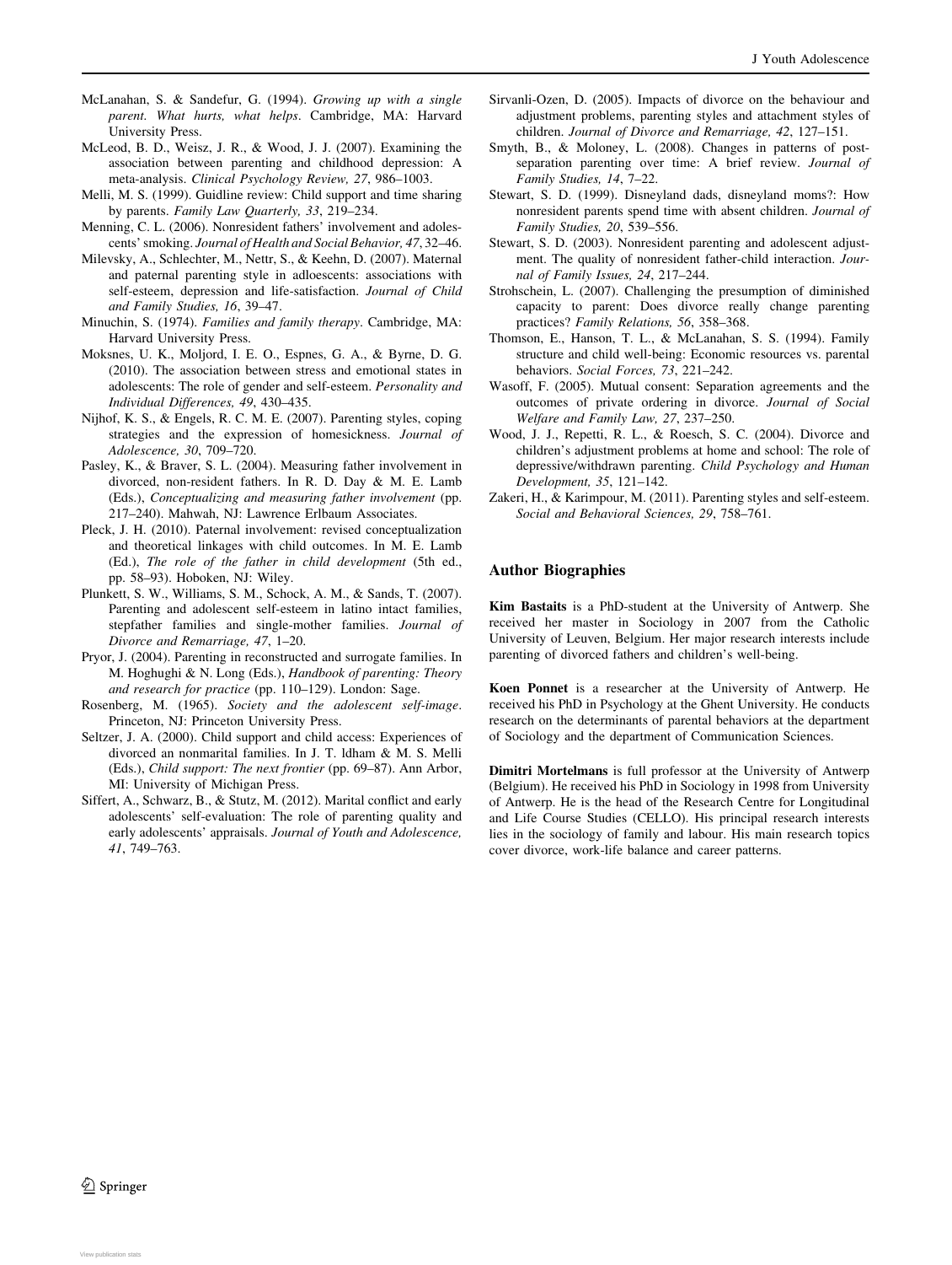McLanahan, S. & Sandefur, G. (1994). *Growing up with a single parent. What hurts, what helps*. Cambridge, MA: Harvard University Press.

McLeod, B. D., Weisz, J. R., & Wood, J. J. (2007). Examining the association between parenting and childhood depression: A meta-analysis. *Clinical Psychology Review, 27*, 986–1003.

Melli, M. S. (1999). Guidline review: Child support and time sharing by parents. *Family Law Quarterly, 33*, 219–234.

Menning, C. L. (2006). Nonresident fathers' involvement and adolescents' smoking. *Journal of Health and Social Behavior, 47*, 32–46.

Milevsky, A., Schlechter, M., Nettr, S., & Keehn, D. (2007). Maternal and paternal parenting style in adloescents: associations with self-esteem, depression and life-satisfaction. *Journal of Child and Family Studies, 16*, 39–47.

Minuchin, S. (1974). *Families and family therapy*. Cambridge, MA: Harvard University Press.

Moksnes, U. K., Moljord, I. E. O., Espnes, G. A., & Byrne, D. G. (2010). The association between stress and emotional states in adolescents: The role of gender and self-esteem. *Personality and Individual Differences, 49*, 430–435.

Nijhof, K. S., & Engels, R. C. M. E. (2007). Parenting styles, coping strategies and the expression of homesickness. *Journal of Adolescence, 30*, 709–720.

Pasley, K., & Braver, S. L. (2004). Measuring father involvement in divorced, non-resident fathers. In R. D. Day & M. E. Lamb (Eds.), *Conceptualizing and measuring father involvement* (pp. 217–240). Mahwah, NJ: Lawrence Erlbaum Associates.

Pleck, J. H. (2010). Paternal involvement: revised conceptualization and theoretical linkages with child outcomes. In M. E. Lamb (Ed.), *The role of the father in child development* (5th ed., pp. 58–93). Hoboken, NJ: Wiley.

Plunkett, S. W., Williams, S. M., Schock, A. M., & Sands, T. (2007). Parenting and adolescent self-esteem in latino intact families, stepfather families and single-mother families. *Journal of Divorce and Remarriage, 47*, 1–20.

Pryor, J. (2004). Parenting in reconstructed and surrogate families. In M. Hoghughi & N. Long (Eds.), *Handbook of parenting: Theory and research for practice* (pp. 110–129). London: Sage.

Rosenberg, M. (1965). *Society and the adolescent self-image*. Princeton, NJ: Princeton University Press.

Seltzer, J. A. (2000). Child support and child access: Experiences of divorced an nonmarital families. In J. T. ldham & M. S. Melli (Eds.), *Child support: The next frontier* (pp. 69–87). Ann Arbor, MI: University of Michigan Press.

Siffert, A., Schwarz, B., & Stutz, M. (2012). Marital conflict and early adolescents' self-evaluation: The role of parenting quality and early adolescents' appraisals. *Journal of Youth and Adolescence, 41*, 749–763.

Sirvanli-Ozen, D. (2005). Impacts of divorce on the behaviour and adjustment problems, parenting styles and attachment styles of children. *Journal of Divorce and Remarriage, 42*, 127–151.

Smyth, B., & Moloney, L. (2008). Changes in patterns of post-separation parenting over time: A brief review. *Journal of Family Studies, 14*, 7–22.

Stewart, S. D. (1999). Disneyland dads, disneyland moms?: How nonresident parents spend time with absent children. *Journal of Family Studies, 20*, 539–556.

Stewart, S. D. (2003). Nonresident parenting and adolescent adjustment. The quality of nonresident father-child interaction. *Journal of Family Issues, 24*, 217–244.

Strohschein, L. (2007). Challenging the presumption of diminished capacity to parent: Does divorce really change parenting practices? *Family Relations, 56*, 358–368.

Thomson, E., Hanson, T. L., & McLanahan, S. S. (1994). Family structure and child well-being: Economic resources vs. parental behaviors. *Social Forces, 73*, 221–242.

Wasoff, F. (2005). Mutual consent: Separation agreements and the outcomes of private ordering in divorce. *Journal of Social Welfare and Family Law, 27*, 237–250.

Wood, J. J., Repetti, R. L., & Roesch, S. C. (2004). Divorce and children's adjustment problems at home and school: The role of depressive/withdrawn parenting. *Child Psychology and Human Development, 35*, 121–142.

Zakeri, H., & Karimpour, M. (2011). Parenting styles and self-esteem. *Social and Behavioral Sciences, 29*, 758–761.

## Author Biographies

**Kim Bastaits** is a PhD-student at the University of Antwerp. She received her master in Sociology in 2007 from the Catholic University of Leuven, Belgium. Her major research interests include parenting of divorced fathers and children's well-being.

**Koen Ponnet** is a researcher at the University of Antwerp. He received his PhD in Psychology at the Ghent University. He conducts research on the determinants of parental behaviors at the department of Sociology and the department of Communication Sciences.

**Dimitri Mortelmans** is full professor at the University of Antwerp (Belgium). He received his PhD in Sociology in 1998 from University of Antwerp. He is the head of the Research Centre for Longitudinal and Life Course Studies (CELLO). His principal research interests lies in the sociology of family and labour. His main research topics cover divorce, work-life balance and career patterns.